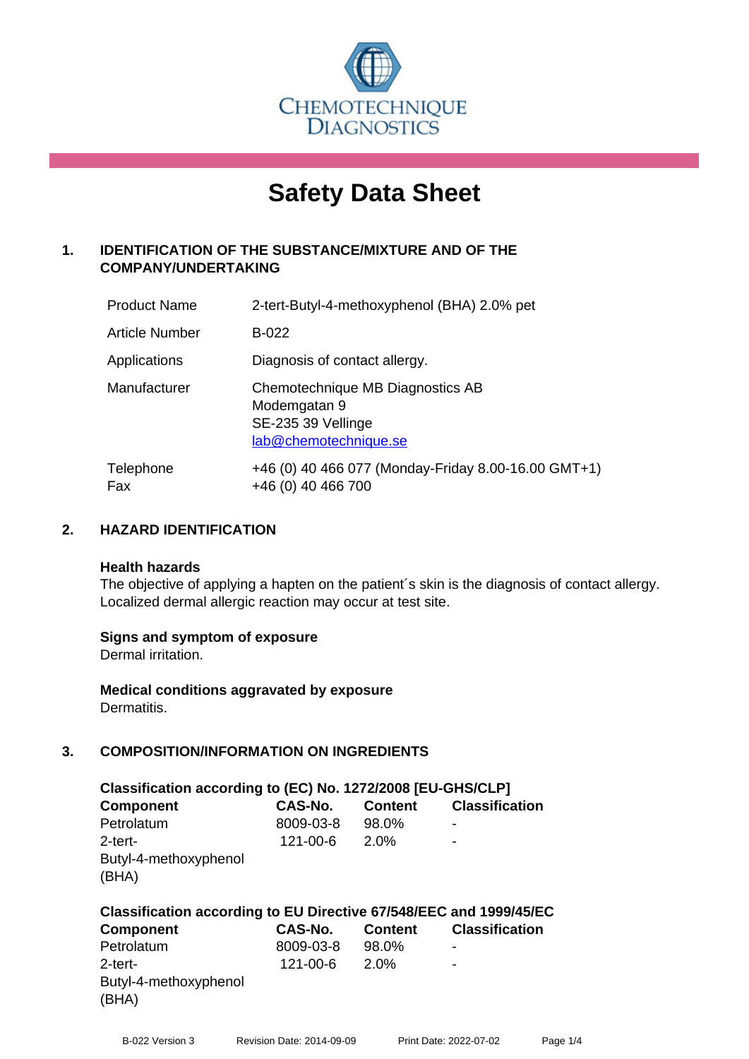CHEMOTECHNIQUE DIAGNOSTICS

# Safety Data Sheet

## 1. IDENTIFICATION OF THE SUBSTANCE/MIXTURE AND OF THE COMPANY/UNDERTAKING

| | |
|---|---|
| Product Name | 2-tert-Butyl-4-methoxyphenol (BHA) 2.0% pet |
| Article Number | B-022 |
| Applications | Diagnosis of contact allergy. |
| Manufacturer | Chemotechnique MB Diagnostics AB<br>Modemgatan 9<br>SE-235 39 Vellinge<br>lab@chemotechnique.se |
| Telephone<br>Fax | +46 (0) 40 466 077 (Monday-Friday 8.00-16.00 GMT+1)<br>+46 (0) 40 466 700 |

## 2. HAZARD IDENTIFICATION

**Health hazards**
The objective of applying a hapten on the patient´s skin is the diagnosis of contact allergy. Localized dermal allergic reaction may occur at test site.

**Signs and symptom of exposure**
Dermal irritation.

**Medical conditions aggravated by exposure**
Dermatitis.

## 3. COMPOSITION/INFORMATION ON INGREDIENTS

**Classification according to (EC) No. 1272/2008 [EU-GHS/CLP]**

| Component | CAS-No. | Content | Classification |
|---|---|---|---|
| Petrolatum | 8009-03-8 | 98.0% | - |
| 2-tert-Butyl-4-methoxyphenol (BHA) | 121-00-6 | 2.0% | - |

**Classification according to EU Directive 67/548/EEC and 1999/45/EC**

| Component | CAS-No. | Content | Classification |
|---|---|---|---|
| Petrolatum | 8009-03-8 | 98.0% | - |
| 2-tert-Butyl-4-methoxyphenol (BHA) | 121-00-6 | 2.0% | - |

B-022 Version 3 Revision Date: 2014-09-09 Print Date: 2022-07-02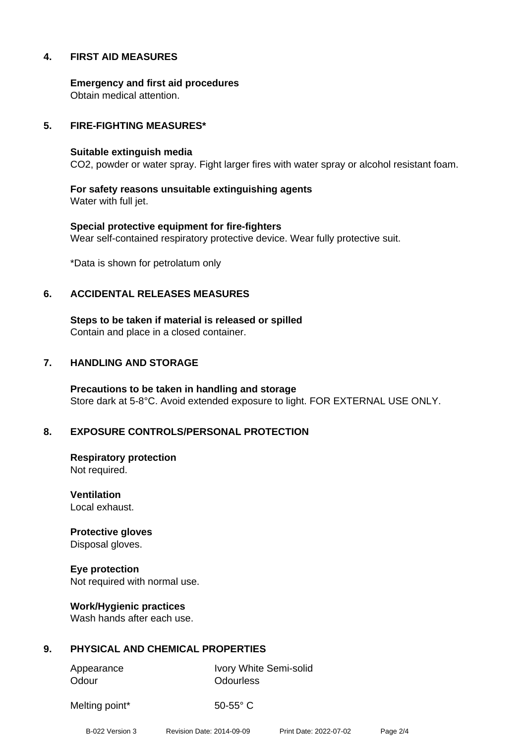## 4. FIRST AID MEASURES

**Emergency and first aid procedures**
Obtain medical attention.

## 5. FIRE-FIGHTING MEASURES*

**Suitable extinguish media**
$CO_2$, powder or water spray. Fight larger fires with water spray or alcohol resistant foam.

**For safety reasons unsuitable extinguishing agents**
Water with full jet.

**Special protective equipment for fire-fighters**
Wear self-contained respiratory protective device. Wear fully protective suit.

*Data is shown for petrolatum only

## 6. ACCIDENTAL RELEASES MEASURES

**Steps to be taken if material is released or spilled**
Contain and place in a closed container.

## 7. HANDLING AND STORAGE

**Precautions to be taken in handling and storage**
Store dark at 5-8°C. Avoid extended exposure to light. FOR EXTERNAL USE ONLY.

## 8. EXPOSURE CONTROLS/PERSONAL PROTECTION

**Respiratory protection**
Not required.

**Ventilation**
Local exhaust.

**Protective gloves**
Disposal gloves.

**Eye protection**
Not required with normal use.

**Work/Hygienic practices**
Wash hands after each use.

## 9. PHYSICAL AND CHEMICAL PROPERTIES

| | |
|---|---|
| Appearance | Ivory White Semi-solid |
| Odour | Odourless |
| Melting point* | 50-55° C |

B-022 Version 3 Revision Date: 2014-09-09 Print Date: 2022-07-02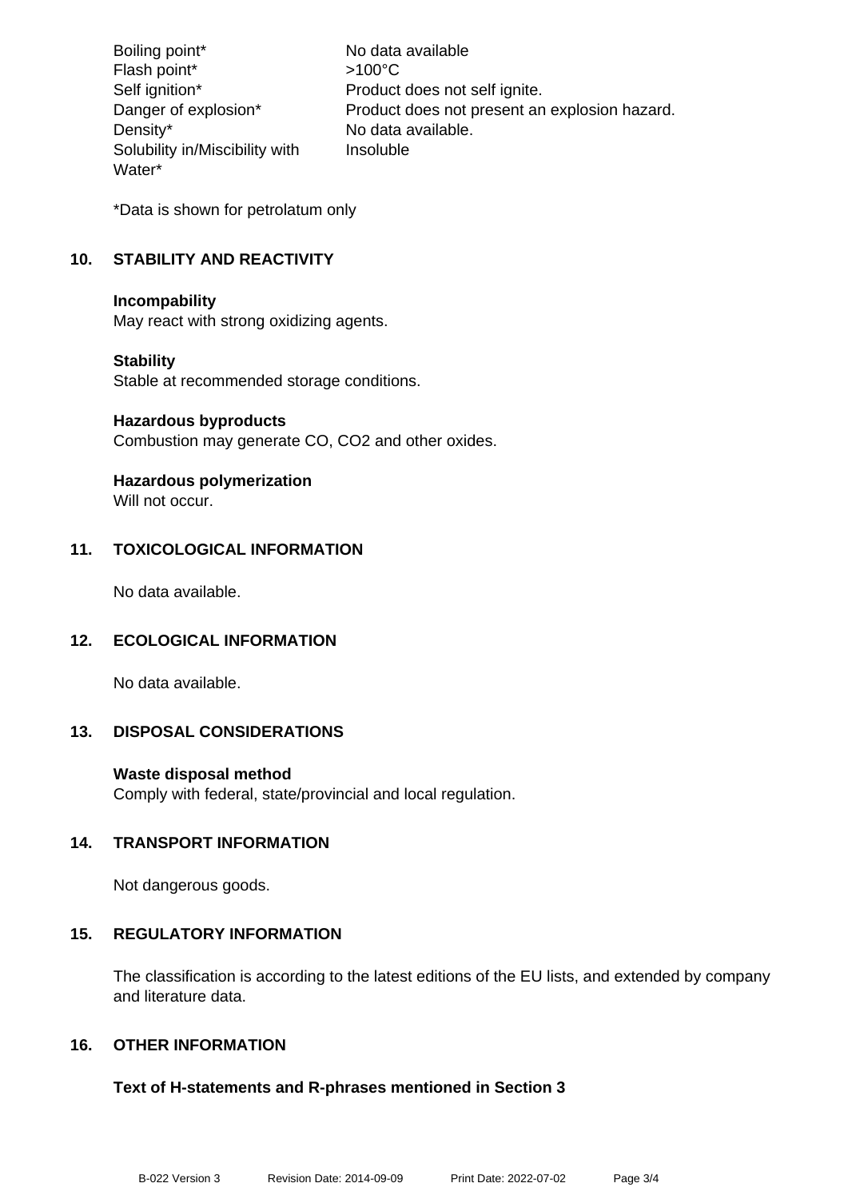| | |
|---|---|
| Boiling point* | No data available |
| Flash point* | >100°C |
| Self ignition* | Product does not self ignite. |
| Danger of explosion* | Product does not present an explosion hazard. |
| Density* | No data available. |
| Solubility in/Miscibility with Water* | Insoluble |

*Data is shown for petrolatum only

## 10. STABILITY AND REACTIVITY

**Incompability**
May react with strong oxidizing agents.

**Stability**
Stable at recommended storage conditions.

**Hazardous byproducts**
Combustion may generate CO, $CO_2$ and other oxides.

**Hazardous polymerization**
Will not occur.

## 11. TOXICOLOGICAL INFORMATION

No data available.

## 12. ECOLOGICAL INFORMATION

No data available.

## 13. DISPOSAL CONSIDERATIONS

**Waste disposal method**
Comply with federal, state/provincial and local regulation.

## 14. TRANSPORT INFORMATION

Not dangerous goods.

## 15. REGULATORY INFORMATION

The classification is according to the latest editions of the EU lists, and extended by company and literature data.

## 16. OTHER INFORMATION

**Text of H-statements and R-phrases mentioned in Section 3**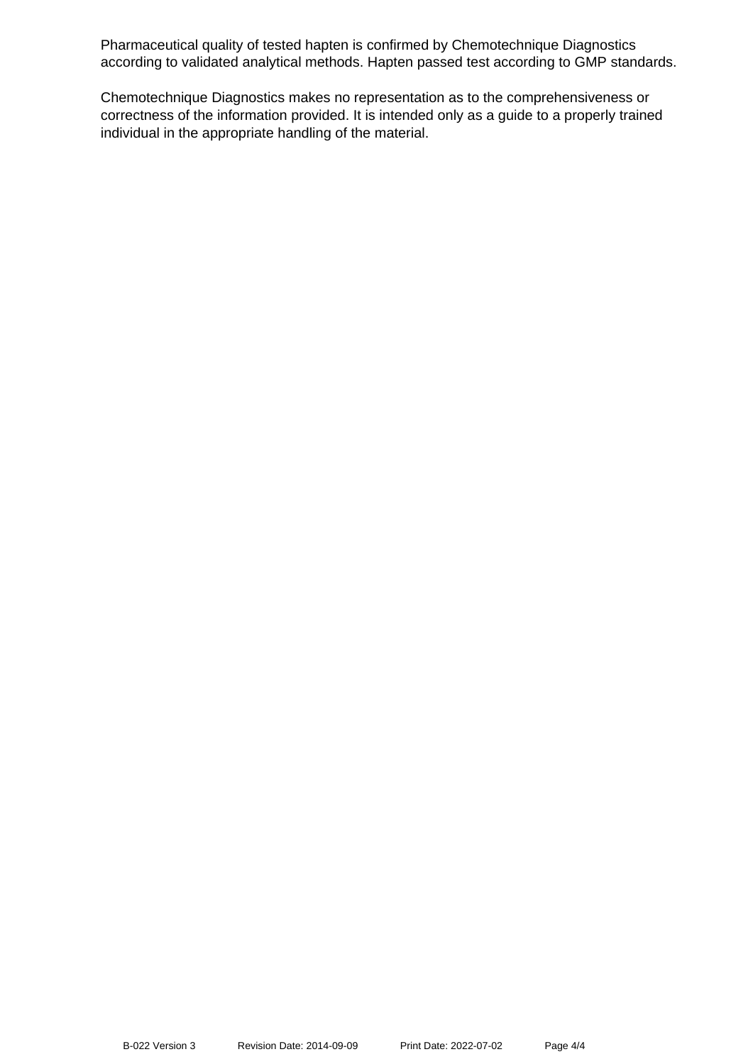Pharmaceutical quality of tested hapten is confirmed by Chemotechnique Diagnostics according to validated analytical methods. Hapten passed test according to GMP standards.

Chemotechnique Diagnostics makes no representation as to the comprehensiveness or correctness of the information provided. It is intended only as a guide to a properly trained individual in the appropriate handling of the material.